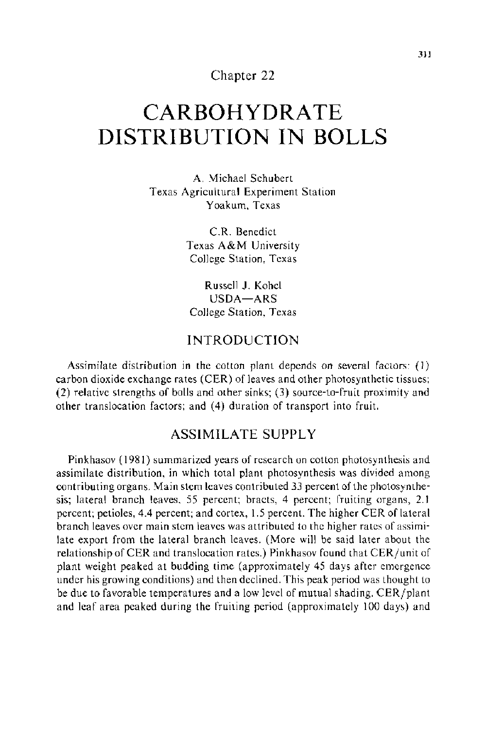Chapter 22

# CARBOHYDRATE DISTRIBUTION IN BOLLS

A. Michael Schubert
Texas Agricultural Experiment Station
Yoakum, Texas

C.R. Benedict
Texas A&M University
College Station, Texas

Russell J. Kohel
USDA—ARS
College Station, Texas

## INTRODUCTION

Assimilate distribution in the cotton plant depends on several factors: (1) carbon dioxide exchange rates (CER) of leaves and other photosynthetic tissues; (2) relative strengths of bolls and other sinks; (3) source-to-fruit proximity and other translocation factors; and (4) duration of transport into fruit.

## ASSIMILATE SUPPLY

Pinkhasov (1981) summarized years of research on cotton photosynthesis and assimilate distribution, in which total plant photosynthesis was divided among contributing organs. Main stem leaves contributed 33 percent of the photosynthesis; lateral branch leaves, 55 percent; bracts, 4 percent; fruiting organs, 2.1 percent; petioles, 4.4 percent; and cortex, 1.5 percent. The higher CER of lateral branch leaves over main stem leaves was attributed to the higher rates of assimilate export from the lateral branch leaves. (More will be said later about the relationship of CER and translocation rates.) Pinkhasov found that CER/unit of plant weight peaked at budding time (approximately 45 days after emergence under his growing conditions) and then declined. This peak period was thought to be due to favorable temperatures and a low level of mutual shading. CER/plant and leaf area peaked during the fruiting period (approximately 100 days) and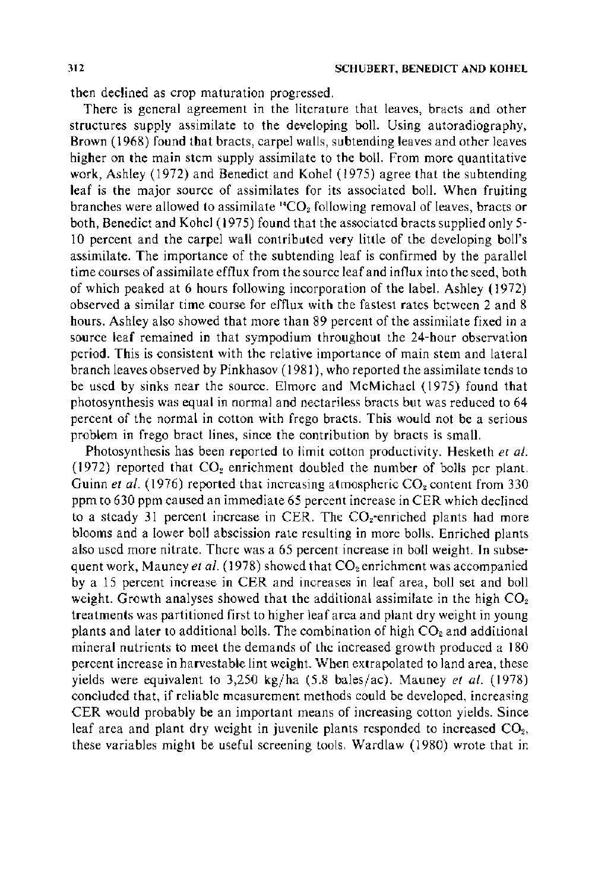then declined as crop maturation progressed.

There is general agreement in the literature that leaves, bracts and other structures supply assimilate to the developing boll. Using autoradiography, Brown (1968) found that bracts, carpel walls, subtending leaves and other leaves higher on the main stem supply assimilate to the boll. From more quantitative work, Ashley (1972) and Benedict and Kohel (1975) agree that the subtending leaf is the major source of assimilates for its associated boll. When fruiting branches were allowed to assimilate $^{14}CO_2$ following removal of leaves, bracts or both, Benedict and Kohel (1975) found that the associated bracts supplied only 5-10 percent and the carpel wall contributed very little of the developing boll's assimilate. The importance of the subtending leaf is confirmed by the parallel time courses of assimilate efflux from the source leaf and influx into the seed, both of which peaked at 6 hours following incorporation of the label. Ashley (1972) observed a similar time course for efflux with the fastest rates between 2 and 8 hours. Ashley also showed that more than 89 percent of the assimilate fixed in a source leaf remained in that sympodium throughout the 24-hour observation period. This is consistent with the relative importance of main stem and lateral branch leaves observed by Pinkhasov (1981), who reported the assimilate tends to be used by sinks near the source. Elmore and McMichael (1975) found that photosynthesis was equal in normal and nectariless bracts but was reduced to 64 percent of the normal in cotton with frego bracts. This would not be a serious problem in frego bract lines, since the contribution by bracts is small.

Photosynthesis has been reported to limit cotton productivity. Hesketh *et al.* (1972) reported that $CO_2$ enrichment doubled the number of bolls per plant. Guinn *et al.* (1976) reported that increasing atmospheric $CO_2$ content from 330 ppm to 630 ppm caused an immediate 65 percent increase in CER which declined to a steady 31 percent increase in CER. The $CO_2$-enriched plants had more blooms and a lower boll abscission rate resulting in more bolls. Enriched plants also used more nitrate. There was a 65 percent increase in boll weight. In subsequent work, Mauney *et al.* (1978) showed that $CO_2$ enrichment was accompanied by a 15 percent increase in CER and increases in leaf area, boll set and boll weight. Growth analyses showed that the additional assimilate in the high $CO_2$ treatments was partitioned first to higher leaf area and plant dry weight in young plants and later to additional bolls. The combination of high $CO_2$ and additional mineral nutrients to meet the demands of the increased growth produced a 180 percent increase in harvestable lint weight. When extrapolated to land area, these yields were equivalent to 3,250 kg/ha (5.8 bales/ac). Mauney *et al.* (1978) concluded that, if reliable measurement methods could be developed, increasing CER would probably be an important means of increasing cotton yields. Since leaf area and plant dry weight in juvenile plants responded to increased $CO_2$, these variables might be useful screening tools. Wardlaw (1980) wrote that in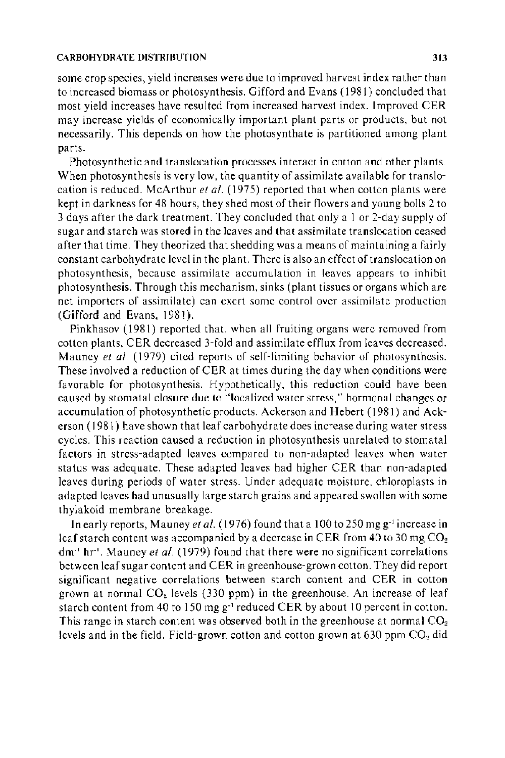some crop species, yield increases were due to improved harvest index rather than to increased biomass or photosynthesis. Gifford and Evans (1981) concluded that most yield increases have resulted from increased harvest index. Improved CER may increase yields of economically important plant parts or products, but not necessarily. This depends on how the photosynthate is partitioned among plant parts.

Photosynthetic and translocation processes interact in cotton and other plants. When photosynthesis is very low, the quantity of assimilate available for translocation is reduced. McArthur *et al.* (1975) reported that when cotton plants were kept in darkness for 48 hours, they shed most of their flowers and young bolls 2 to 3 days after the dark treatment. They concluded that only a 1 or 2-day supply of sugar and starch was stored in the leaves and that assimilate translocation ceased after that time. They theorized that shedding was a means of maintaining a fairly constant carbohydrate level in the plant. There is also an effect of translocation on photosynthesis, because assimilate accumulation in leaves appears to inhibit photosynthesis. Through this mechanism, sinks (plant tissues or organs which are net importers of assimilate) can exert some control over assimilate production (Gifford and Evans, 1981).

Pinkhasov (1981) reported that, when all fruiting organs were removed from cotton plants, CER decreased 3-fold and assimilate efflux from leaves decreased. Mauney *et al.* (1979) cited reports of self-limiting behavior of photosynthesis. These involved a reduction of CER at times during the day when conditions were favorable for photosynthesis. Hypothetically, this reduction could have been caused by stomatal closure due to "localized water stress," hormonal changes or accumulation of photosynthetic products. Ackerson and Hebert (1981) and Ackerson (1981) have shown that leaf carbohydrate does increase during water stress cycles. This reaction caused a reduction in photosynthesis unrelated to stomatal factors in stress-adapted leaves compared to non-adapted leaves when water status was adequate. These adapted leaves had higher CER than non-adapted leaves during periods of water stress. Under adequate moisture, chloroplasts in adapted leaves had unusually large starch grains and appeared swollen with some thylakoid membrane breakage.

In early reports, Mauney *et al.* (1976) found that a 100 to 250 mg $g^{-1}$ increase in leaf starch content was accompanied by a decrease in CER from 40 to 30 mg $CO_2$ $dm^{-1}$ $hr^{-1}$. Mauney *et al.* (1979) found that there were no significant correlations between leaf sugar content and CER in greenhouse-grown cotton. They did report significant negative correlations between starch content and CER in cotton grown at normal $CO_2$ levels (330 ppm) in the greenhouse. An increase of leaf starch content from 40 to 150 mg $g^{-1}$ reduced CER by about 10 percent in cotton. This range in starch content was observed both in the greenhouse at normal $CO_2$ levels and in the field. Field-grown cotton and cotton grown at 630 ppm $CO_2$ did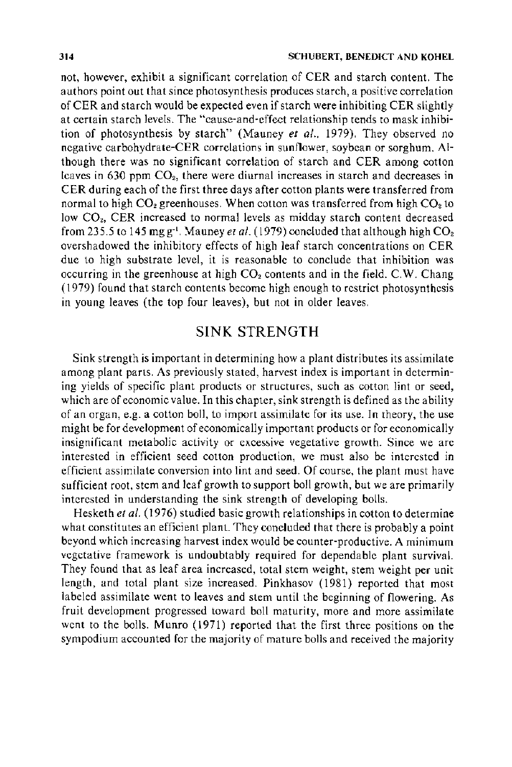not, however, exhibit a significant correlation of CER and starch content. The authors point out that since photosynthesis produces starch, a positive correlation of CER and starch would be expected even if starch were inhibiting CER slightly at certain starch levels. The "cause-and-effect relationship tends to mask inhibition of photosynthesis by starch" (Mauney *et al.*, 1979). They observed no negative carbohydrate-CER correlations in sunflower, soybean or sorghum. Although there was no significant correlation of starch and CER among cotton leaves in 630 ppm $CO_2$, there were diurnal increases in starch and decreases in CER during each of the first three days after cotton plants were transferred from normal to high $CO_2$ greenhouses. When cotton was transferred from high $CO_2$ to low $CO_2$, CER increased to normal levels as midday starch content decreased from 235.5 to 145 mg $g^{-1}$. Mauney *et al.* (1979) concluded that although high $CO_2$ overshadowed the inhibitory effects of high leaf starch concentrations on CER due to high substrate level, it is reasonable to conclude that inhibition was occurring in the greenhouse at high $CO_2$ contents and in the field. C.W. Chang (1979) found that starch contents become high enough to restrict photosynthesis in young leaves (the top four leaves), but not in older leaves.

## SINK STRENGTH

Sink strength is important in determining how a plant distributes its assimilate among plant parts. As previously stated, harvest index is important in determining yields of specific plant products or structures, such as cotton lint or seed, which are of economic value. In this chapter, sink strength is defined as the ability of an organ, e.g. a cotton boll, to import assimilate for its use. In theory, the use might be for development of economically important products or for economically insignificant metabolic activity or excessive vegetative growth. Since we are interested in efficient seed cotton production, we must also be interested in efficient assimilate conversion into lint and seed. Of course, the plant must have sufficient root, stem and leaf growth to support boll growth, but we are primarily interested in understanding the sink strength of developing bolls.

Hesketh *et al.* (1976) studied basic growth relationships in cotton to determine what constitutes an efficient plant. They concluded that there is probably a point beyond which increasing harvest index would be counter-productive. A minimum vegetative framework is undoubtably required for dependable plant survival. They found that as leaf area increased, total stem weight, stem weight per unit length, and total plant size increased. Pinkhasov (1981) reported that most labeled assimilate went to leaves and stem until the beginning of flowering. As fruit development progressed toward boll maturity, more and more assimilate went to the bolls. Munro (1971) reported that the first three positions on the sympodium accounted for the majority of mature bolls and received the majority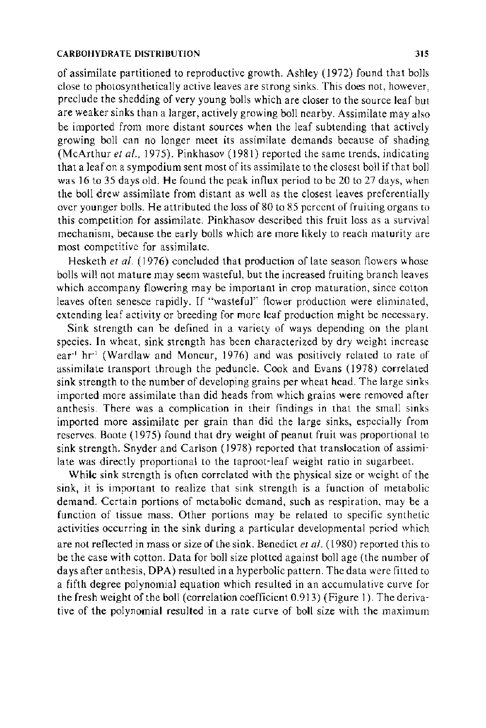of assimilate partitioned to reproductive growth. Ashley (1972) found that bolls close to photosynthetically active leaves are strong sinks. This does not, however, preclude the shedding of very young bolls which are closer to the source leaf but are weaker sinks than a larger, actively growing boll nearby. Assimilate may also be imported from more distant sources when the leaf subtending that actively growing boll can no longer meet its assimilate demands because of shading (McArthur *et al.*, 1975). Pinkhasov (1981) reported the same trends, indicating that a leaf on a sympodium sent most of its assimilate to the closest boll if that boll was 16 to 35 days old. He found the peak influx period to be 20 to 27 days, when the boll drew assimilate from distant as well as the closest leaves preferentially over younger bolls. He attributed the loss of 80 to 85 percent of fruiting organs to this competition for assimilate. Pinkhasov described this fruit loss as a survival mechanism, because the early bolls which are more likely to reach maturity are most competitive for assimilate.

Hesketh *et al.* (1976) concluded that production of late season flowers whose bolls will not mature may seem wasteful, but the increased fruiting branch leaves which accompany flowering may be important in crop maturation, since cotton leaves often senesce rapidly. If "wasteful" flower production were eliminated, extending leaf activity or breeding for more leaf production might be necessary.

Sink strength can be defined in a variety of ways depending on the plant species. In wheat, sink strength has been characterized by dry weight increase ear$^{-1}$ hr$^{-1}$ (Wardlaw and Moncur, 1976) and was positively related to rate of assimilate transport through the peduncle. Cook and Evans (1978) correlated sink strength to the number of developing grains per wheat head. The large sinks imported more assimilate than did heads from which grains were removed after anthesis. There was a complication in their findings in that the small sinks imported more assimilate per grain than did the large sinks, especially from reserves. Boote (1975) found that dry weight of peanut fruit was proportional to sink strength. Snyder and Carlson (1978) reported that translocation of assimilate was directly proportional to the taproot-leaf weight ratio in sugarbeet.

While sink strength is often correlated with the physical size or weight of the sink, it is important to realize that sink strength is a function of metabolic demand. Certain portions of metabolic demand, such as respiration, may be a function of tissue mass. Other portions may be related to specific synthetic activities occurring in the sink during a particular developmental period which are not reflected in mass or size of the sink. Benedict *et al.* (1980) reported this to be the case with cotton. Data for boll size plotted against boll age (the number of days after anthesis, DPA) resulted in a hyperbolic pattern. The data were fitted to a fifth degree polynomial equation which resulted in an accumulative curve for the fresh weight of the boll (correlation coefficient 0.913) (Figure 1). The derivative of the polynomial resulted in a rate curve of boll size with the maximum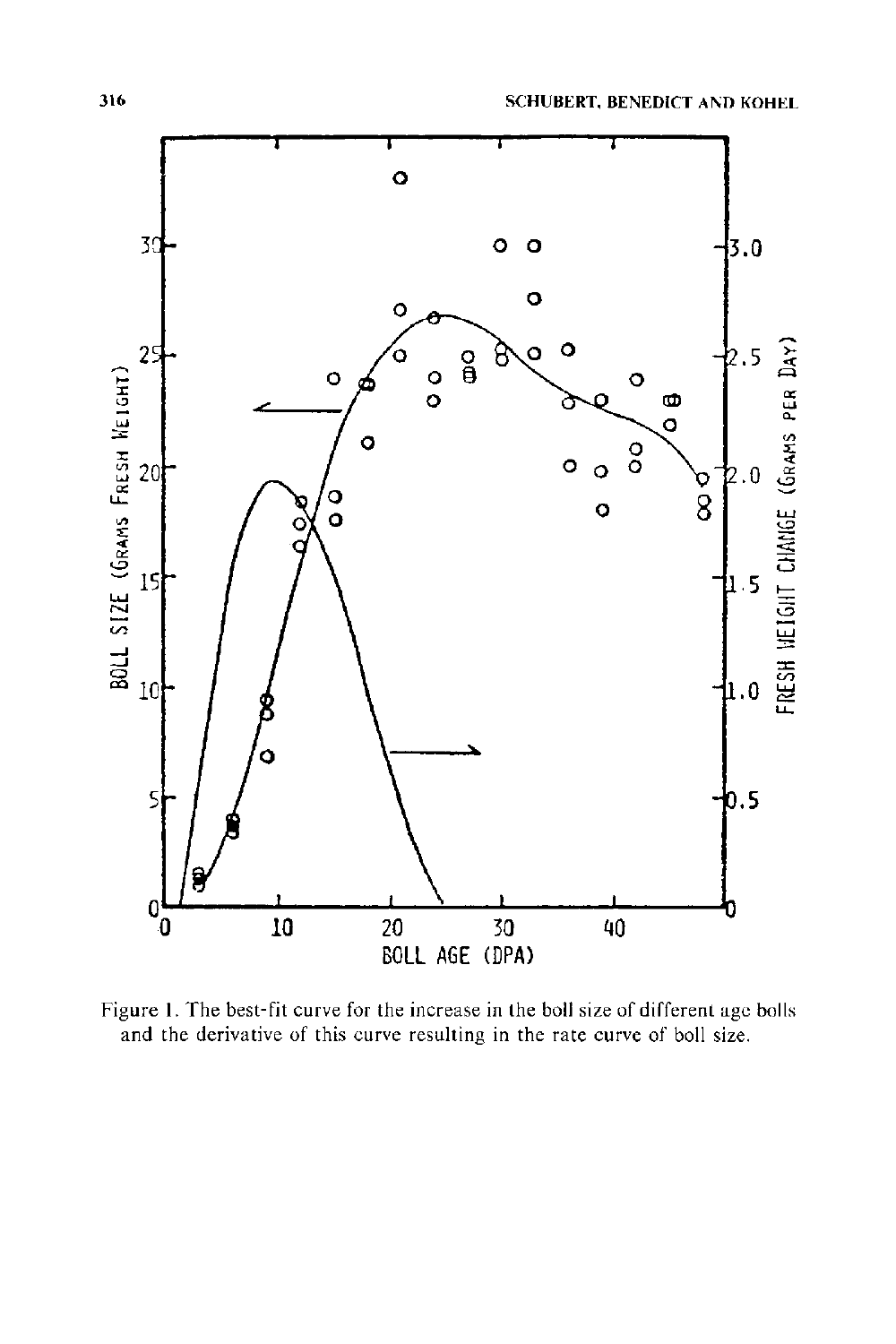Figure 1. The best-fit curve for the increase in the boll size of different age bolls and the derivative of this curve resulting in the rate curve of boll size.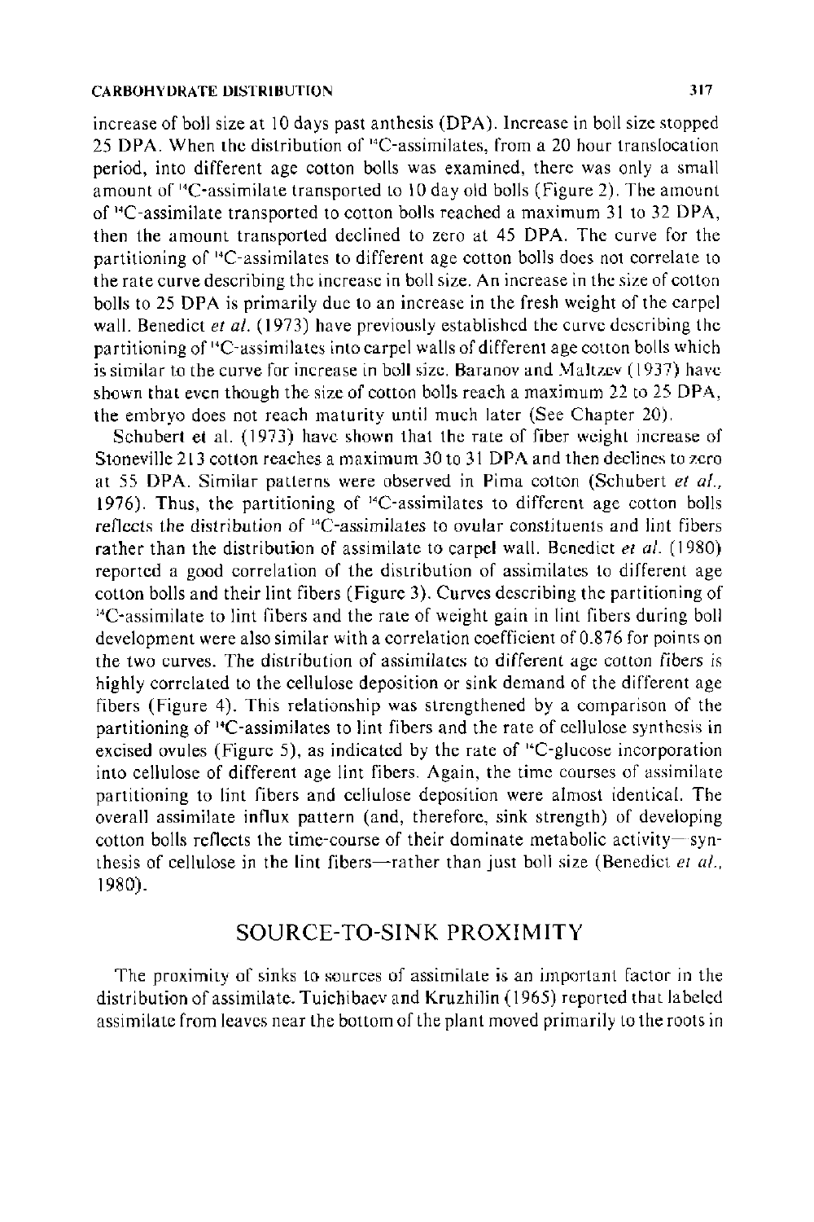increase of boll size at 10 days past anthesis (DPA). Increase in boll size stopped 25 DPA. When the distribution of $^{14}$C-assimilates, from a 20 hour translocation period, into different age cotton bolls was examined, there was only a small amount of $^{14}$C-assimilate transported to 10 day old bolls (Figure 2). The amount of $^{14}$C-assimilate transported to cotton bolls reached a maximum 31 to 32 DPA, then the amount transported declined to zero at 45 DPA. The curve for the partitioning of $^{14}$C-assimilates to different age cotton bolls does not correlate to the rate curve describing the increase in boll size. An increase in the size of cotton bolls to 25 DPA is primarily due to an increase in the fresh weight of the carpel wall. Benedict *et al.* (1973) have previously established the curve describing the partitioning of $^{14}$C-assimilates into carpel walls of different age cotton bolls which is similar to the curve for increase in boll size. Baranov and Maltzev (1937) have shown that even though the size of cotton bolls reach a maximum 22 to 25 DPA, the embryo does not reach maturity until much later (See Chapter 20).

Schubert et al. (1973) have shown that the rate of fiber weight increase of Stoneville 213 cotton reaches a maximum 30 to 31 DPA and then declines to zero at 55 DPA. Similar patterns were observed in Pima cotton (Schubert *et al.*, 1976). Thus, the partitioning of $^{14}$C-assimilates to different age cotton bolls reflects the distribution of $^{14}$C-assimilates to ovular constituents and lint fibers rather than the distribution of assimilate to carpel wall. Benedict *et al.* (1980) reported a good correlation of the distribution of assimilates to different age cotton bolls and their lint fibers (Figure 3). Curves describing the partitioning of $^{14}$C-assimilate to lint fibers and the rate of weight gain in lint fibers during boll development were also similar with a correlation coefficient of 0.876 for points on the two curves. The distribution of assimilates to different age cotton fibers is highly correlated to the cellulose deposition or sink demand of the different age fibers (Figure 4). This relationship was strengthened by a comparison of the partitioning of $^{14}$C-assimilates to lint fibers and the rate of cellulose synthesis in excised ovules (Figure 5), as indicated by the rate of $^{14}$C-glucose incorporation into cellulose of different age lint fibers. Again, the time courses of assimilate partitioning to lint fibers and cellulose deposition were almost identical. The overall assimilate influx pattern (and, therefore, sink strength) of developing cotton bolls reflects the time-course of their dominate metabolic activity—synthesis of cellulose in the lint fibers—rather than just boll size (Benedict *et al.*, 1980).

## SOURCE-TO-SINK PROXIMITY

The proximity of sinks to sources of assimilate is an important factor in the distribution of assimilate. Tuichibaev and Kruzhilin (1965) reported that labeled assimilate from leaves near the bottom of the plant moved primarily to the roots in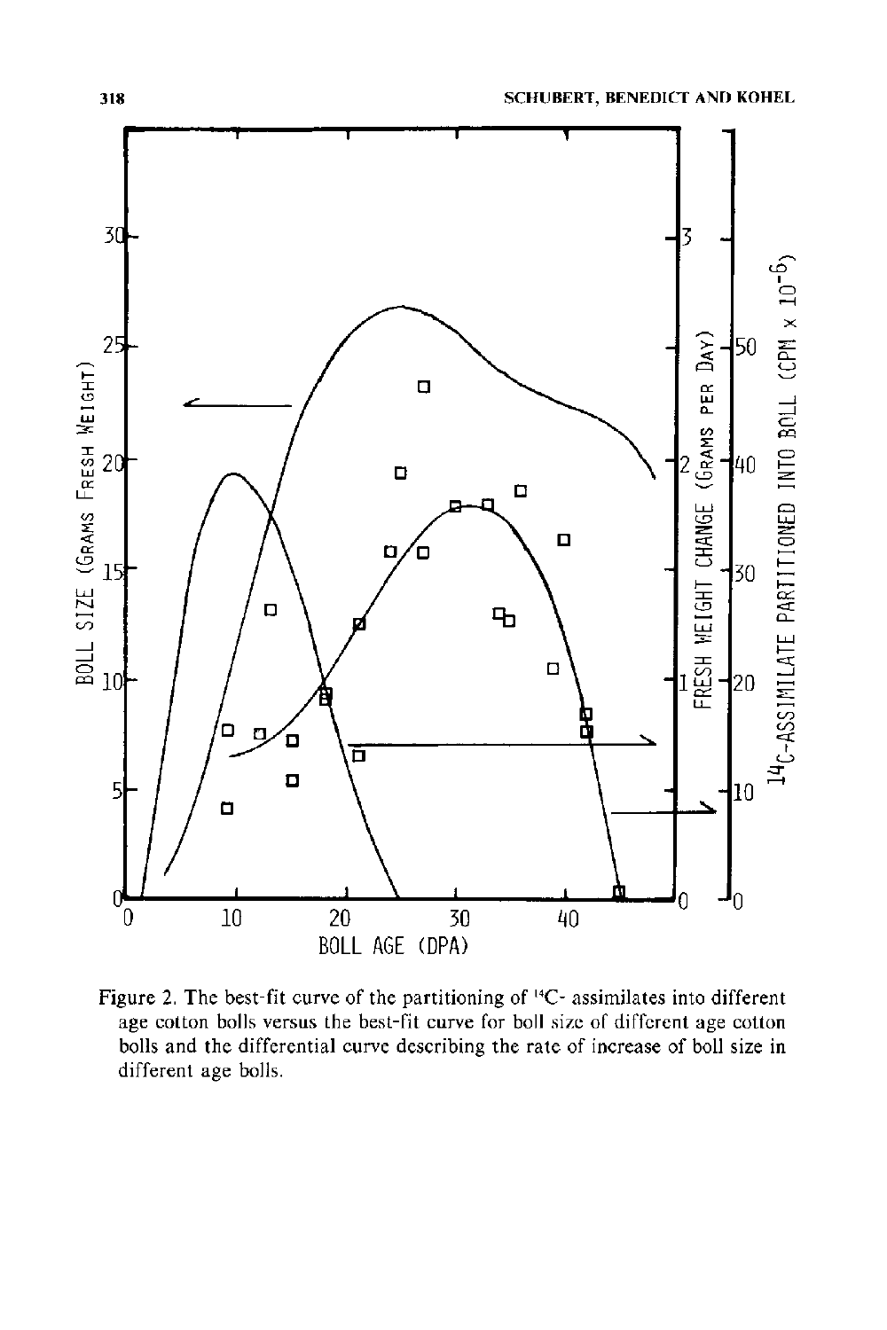Figure 2. The best-fit curve of the partitioning of $^{14}C$- assimilates into different age cotton bolls versus the best-fit curve for boll size of different age cotton bolls and the differential curve describing the rate of increase of boll size in different age bolls.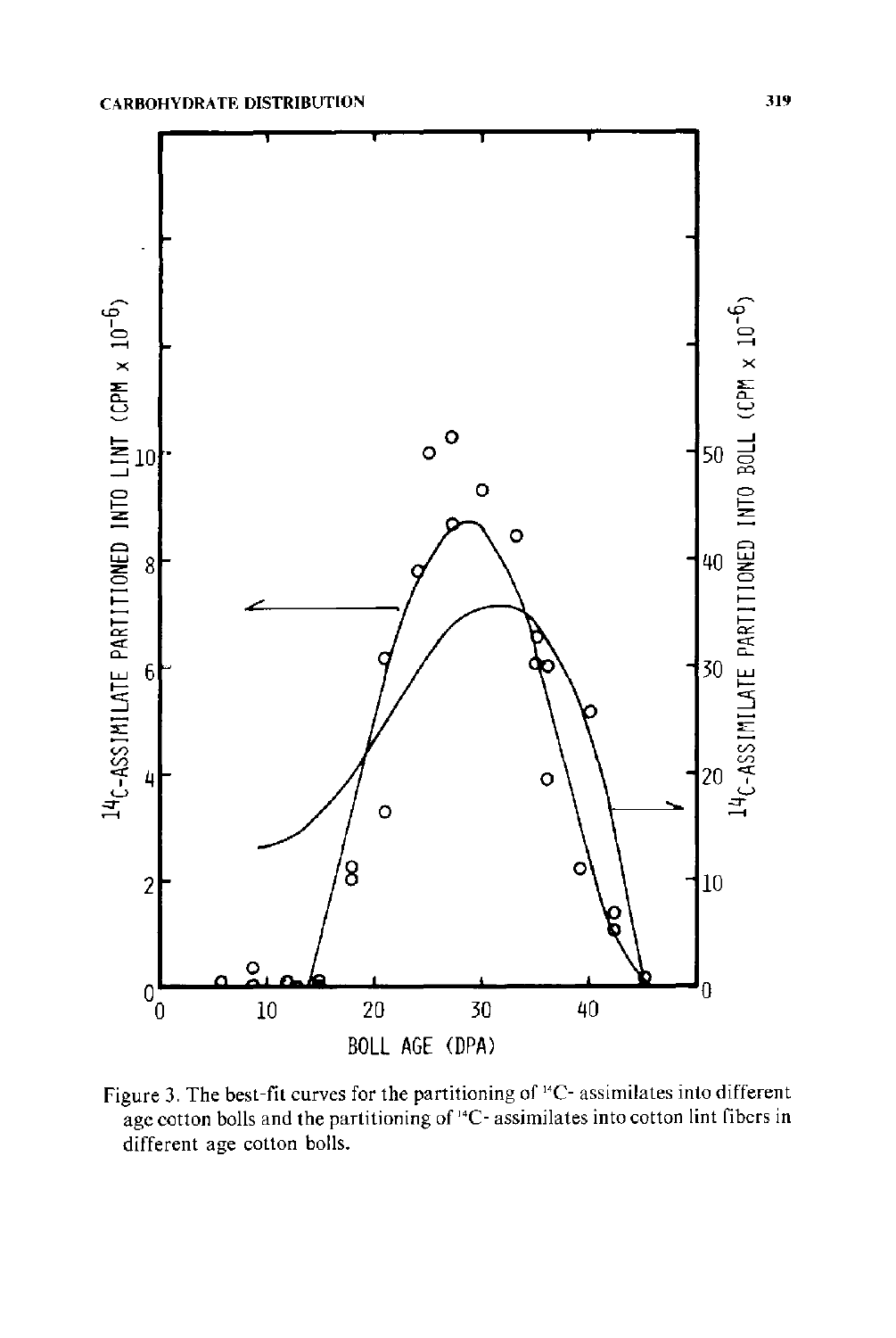Figure 3. The best-fit curves for the partitioning of $^{14}C$- assimilates into different age cotton bolls and the partitioning of $^{14}C$- assimilates into cotton lint fibers in different age cotton bolls.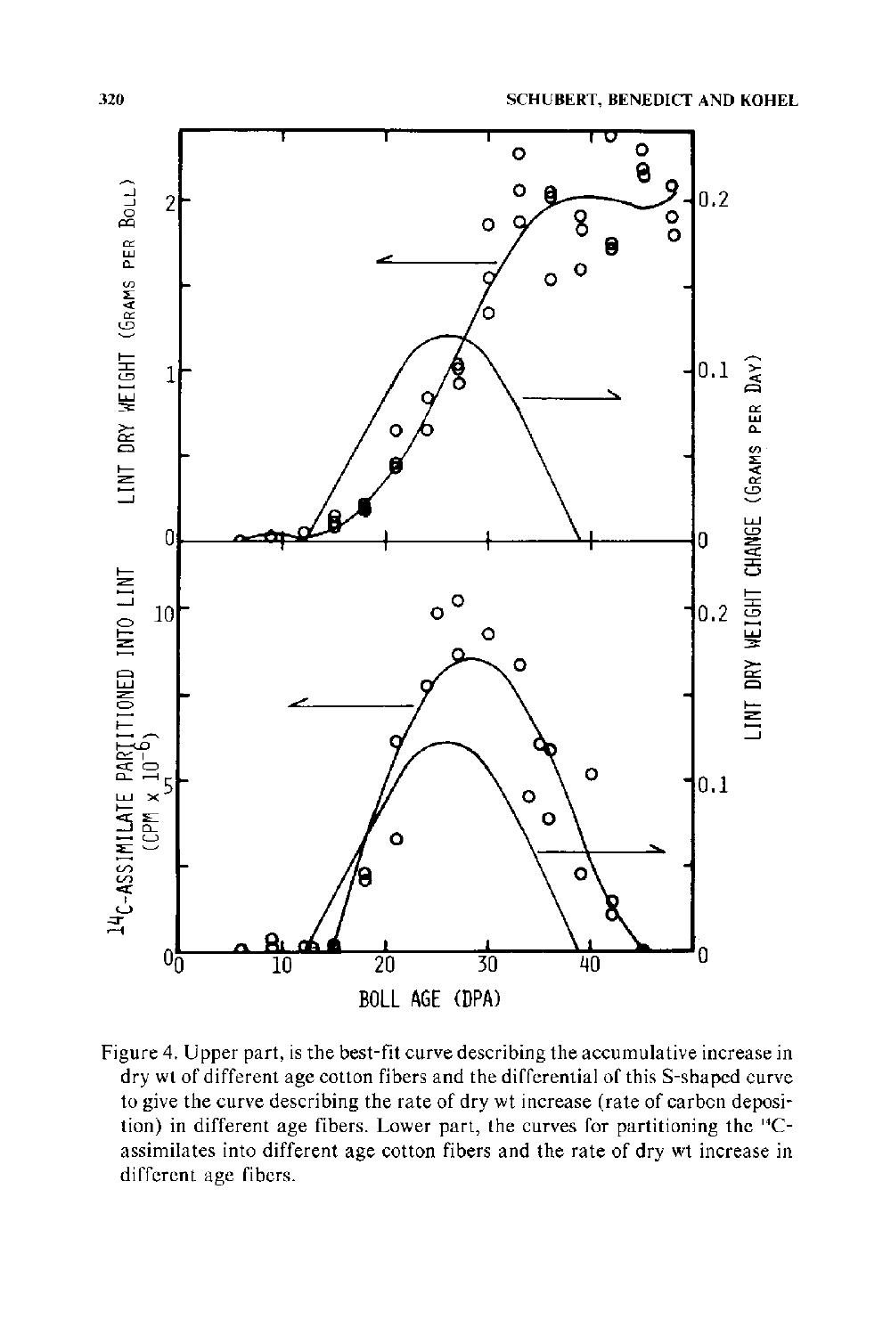Figure 4. Upper part, is the best-fit curve describing the accumulative increase in dry wt of different age cotton fibers and the differential of this S-shaped curve to give the curve describing the rate of dry wt increase (rate of carbon deposition) in different age fibers. Lower part, the curves for partitioning the $^{14}$C-assimilates into different age cotton fibers and the rate of dry wt increase in different age fibers.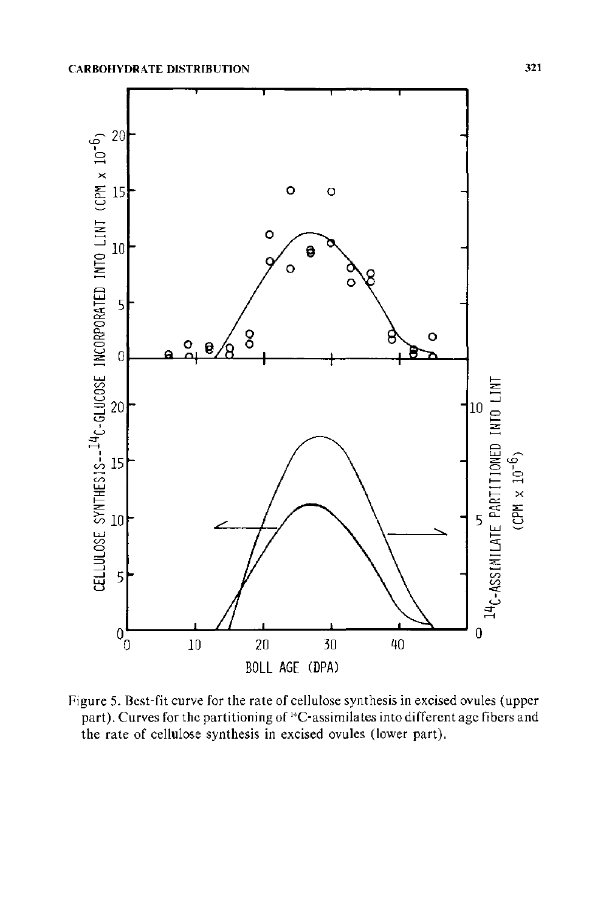Figure 5. Best-fit curve for the rate of cellulose synthesis in excised ovules (upper part). Curves for the partitioning of $^{14}C$-assimilates into different age fibers and the rate of cellulose synthesis in excised ovules (lower part).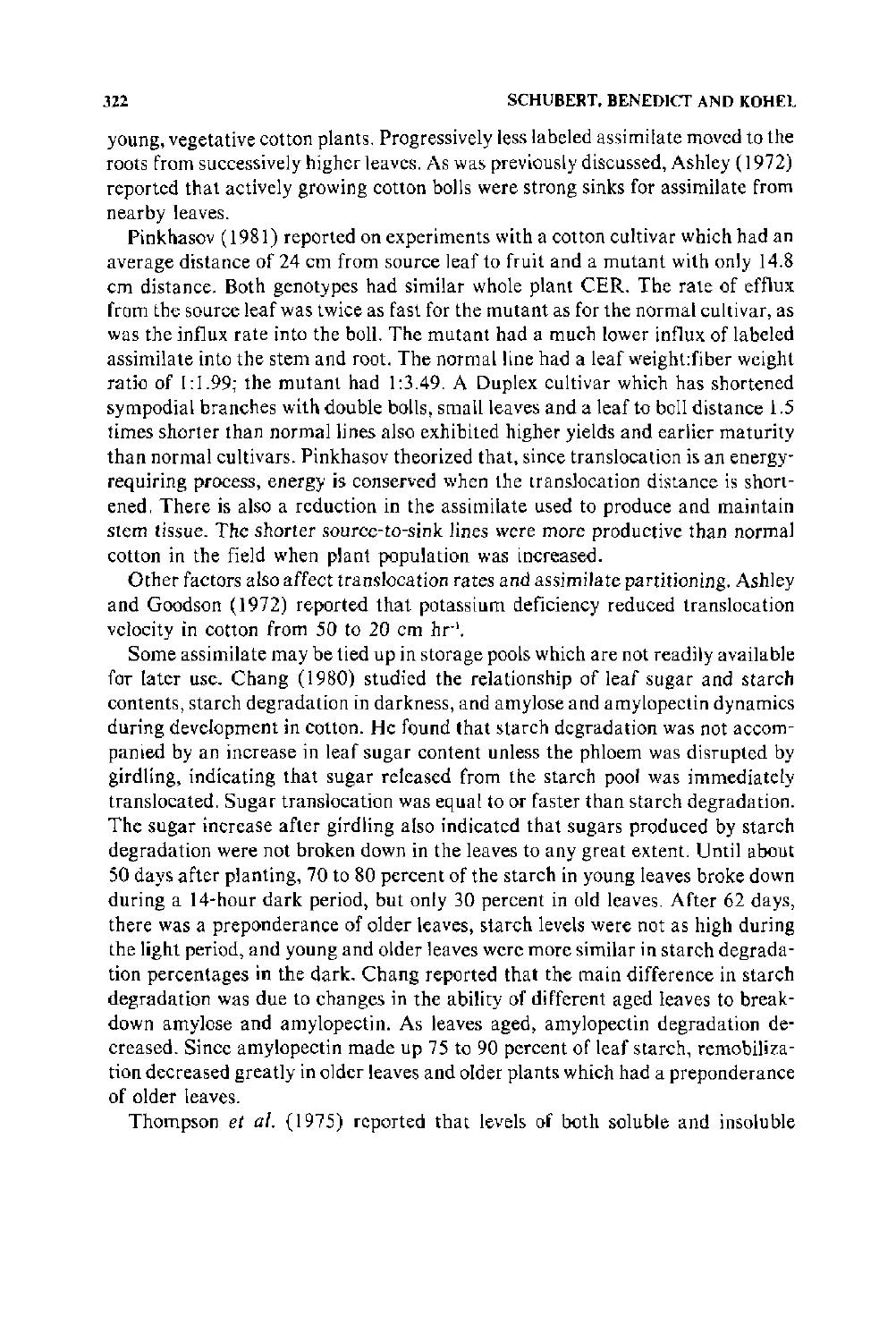young, vegetative cotton plants. Progressively less labeled assimilate moved to the roots from successively higher leaves. As was previously discussed, Ashley (1972) reported that actively growing cotton bolls were strong sinks for assimilate from nearby leaves.

Pinkhasov (1981) reported on experiments with a cotton cultivar which had an average distance of 24 cm from source leaf to fruit and a mutant with only 14.8 cm distance. Both genotypes had similar whole plant CER. The rate of efflux from the source leaf was twice as fast for the mutant as for the normal cultivar, as was the influx rate into the boll. The mutant had a much lower influx of labeled assimilate into the stem and root. The normal line had a leaf weight:fiber weight ratio of 1:1.99; the mutant had 1:3.49. A Duplex cultivar which has shortened sympodial branches with double bolls, small leaves and a leaf to boll distance 1.5 times shorter than normal lines also exhibited higher yields and earlier maturity than normal cultivars. Pinkhasov theorized that, since translocation is an energy-requiring process, energy is conserved when the translocation distance is shortened. There is also a reduction in the assimilate used to produce and maintain stem tissue. The shorter source-to-sink lines were more productive than normal cotton in the field when plant population was increased.

Other factors also affect translocation rates and assimilate partitioning. Ashley and Goodson (1972) reported that potassium deficiency reduced translocation velocity in cotton from 50 to 20 cm $hr^{-1}$.

Some assimilate may be tied up in storage pools which are not readily available for later use. Chang (1980) studied the relationship of leaf sugar and starch contents, starch degradation in darkness, and amylose and amylopectin dynamics during development in cotton. He found that starch degradation was not accompanied by an increase in leaf sugar content unless the phloem was disrupted by girdling, indicating that sugar released from the starch pool was immediately translocated. Sugar translocation was equal to or faster than starch degradation. The sugar increase after girdling also indicated that sugars produced by starch degradation were not broken down in the leaves to any great extent. Until about 50 days after planting, 70 to 80 percent of the starch in young leaves broke down during a 14-hour dark period, but only 30 percent in old leaves. After 62 days, there was a preponderance of older leaves, starch levels were not as high during the light period, and young and older leaves were more similar in starch degradation percentages in the dark. Chang reported that the main difference in starch degradation was due to changes in the ability of different aged leaves to breakdown amylose and amylopectin. As leaves aged, amylopectin degradation decreased. Since amylopectin made up 75 to 90 percent of leaf starch, remobilization decreased greatly in older leaves and older plants which had a preponderance of older leaves.

Thompson *et al.* (1975) reported that levels of both soluble and insoluble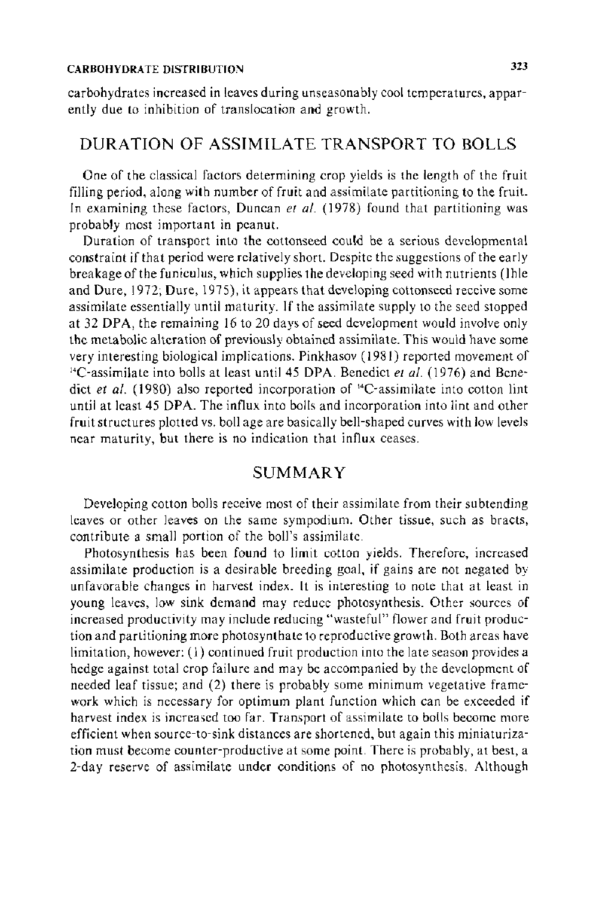carbohydrates increased in leaves during unseasonably cool temperatures, apparently due to inhibition of translocation and growth.

## DURATION OF ASSIMILATE TRANSPORT TO BOLLS

One of the classical factors determining crop yields is the length of the fruit filling period, along with number of fruit and assimilate partitioning to the fruit. In examining these factors, Duncan *et al.* (1978) found that partitioning was probably most important in peanut.

Duration of transport into the cottonseed could be a serious developmental constraint if that period were relatively short. Despite the suggestions of the early breakage of the funiculus, which supplies the developing seed with nutrients (Ihle and Dure, 1972; Dure, 1975), it appears that developing cottonseed receive some assimilate essentially until maturity. If the assimilate supply to the seed stopped at 32 DPA, the remaining 16 to 20 days of seed development would involve only the metabolic alteration of previously obtained assimilate. This would have some very interesting biological implications. Pinkhasov (1981) reported movement of $^{14}C$-assimilate into bolls at least until 45 DPA. Benedict *et al.* (1976) and Benedict *et al.* (1980) also reported incorporation of $^{14}C$-assimilate into cotton lint until at least 45 DPA. The influx into bolls and incorporation into lint and other fruit structures plotted vs. boll age are basically bell-shaped curves with low levels near maturity, but there is no indication that influx ceases.

## SUMMARY

Developing cotton bolls receive most of their assimilate from their subtending leaves or other leaves on the same sympodium. Other tissue, such as bracts, contribute a small portion of the boll's assimilate.

Photosynthesis has been found to limit cotton yields. Therefore, increased assimilate production is a desirable breeding goal, if gains are not negated by unfavorable changes in harvest index. It is interesting to note that at least in young leaves, low sink demand may reduce photosynthesis. Other sources of increased productivity may include reducing "wasteful" flower and fruit production and partitioning more photosynthate to reproductive growth. Both areas have limitation, however: (1) continued fruit production into the late season provides a hedge against total crop failure and may be accompanied by the development of needed leaf tissue; and (2) there is probably some minimum vegetative framework which is necessary for optimum plant function which can be exceeded if harvest index is increased too far. Transport of assimilate to bolls become more efficient when source-to-sink distances are shortened, but again this miniaturization must become counter-productive at some point. There is probably, at best, a 2-day reserve of assimilate under conditions of no photosynthesis. Although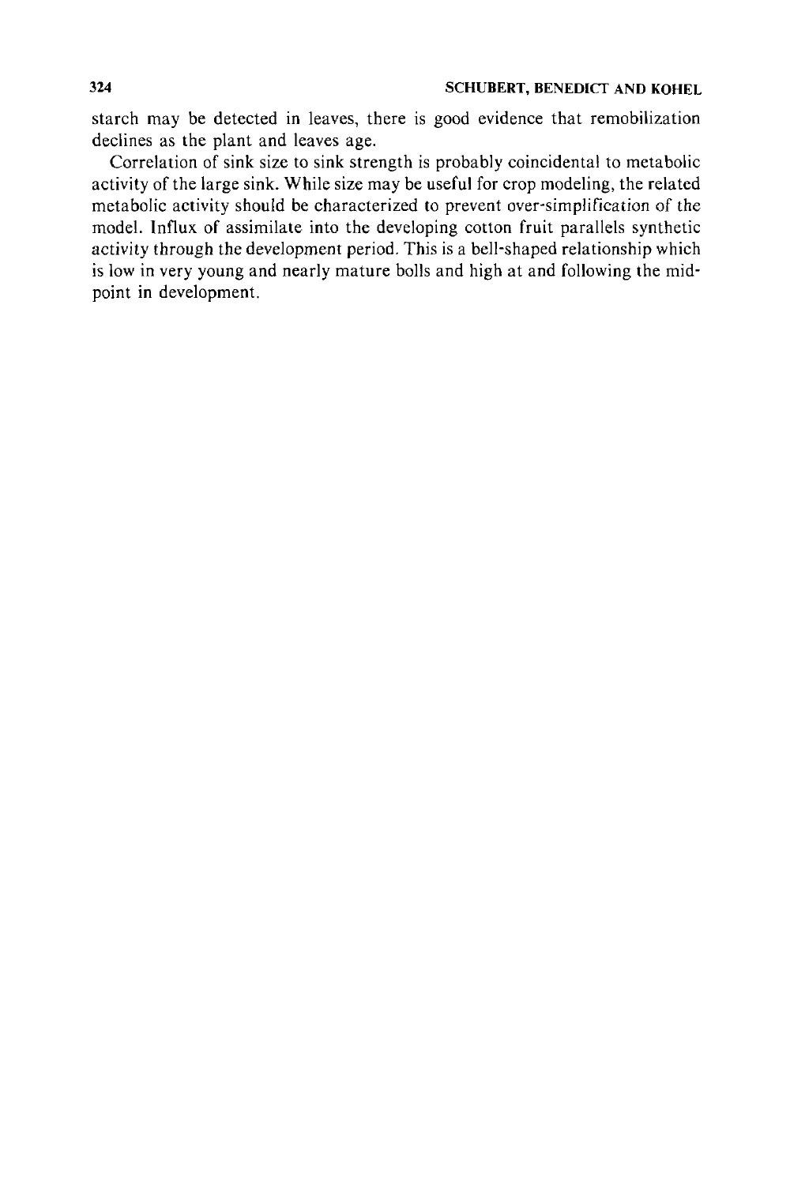starch may be detected in leaves, there is good evidence that remobilization declines as the plant and leaves age.

Correlation of sink size to sink strength is probably coincidental to metabolic activity of the large sink. While size may be useful for crop modeling, the related metabolic activity should be characterized to prevent over-simplification of the model. Influx of assimilate into the developing cotton fruit parallels synthetic activity through the development period. This is a bell-shaped relationship which is low in very young and nearly mature bolls and high at and following the mid-point in development.